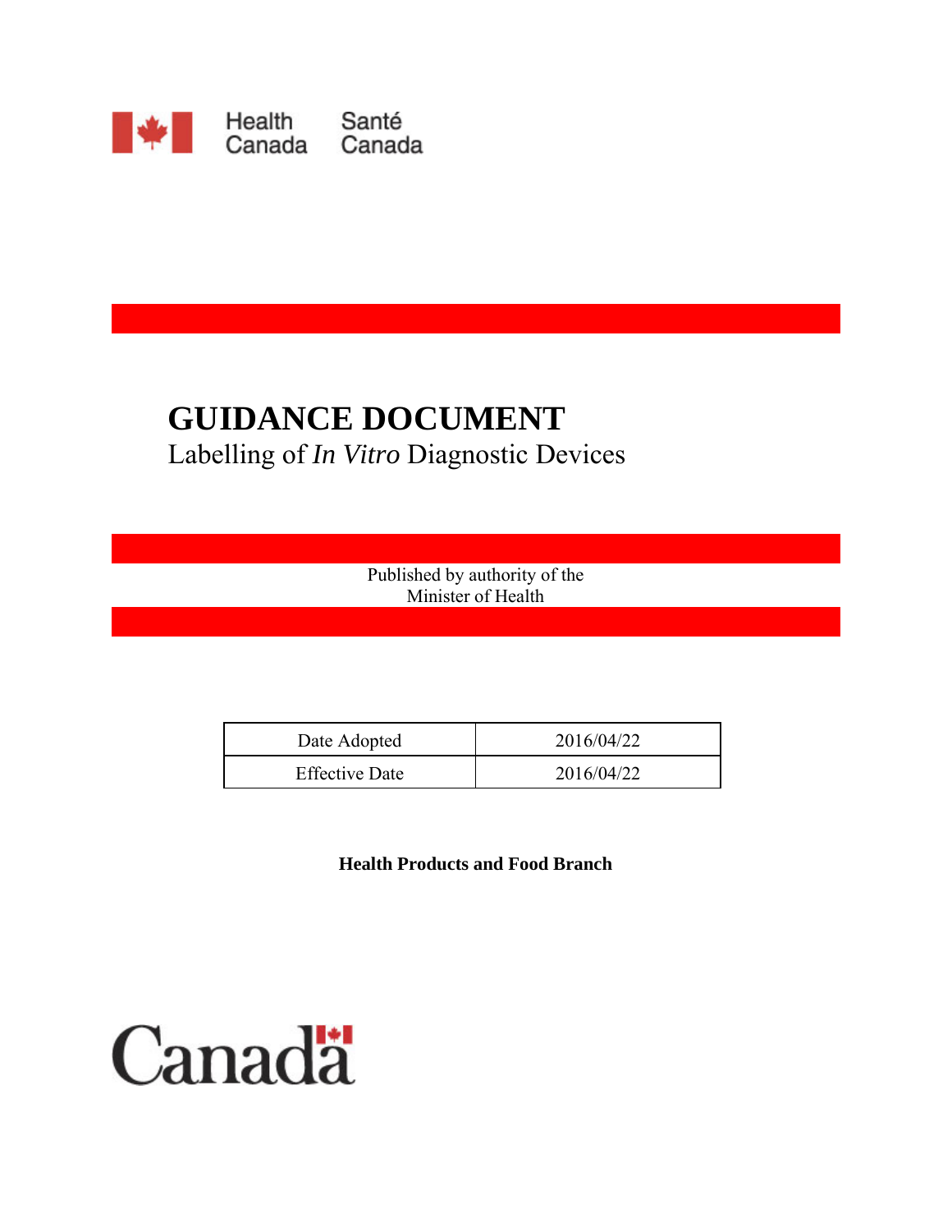Health Canada Santé Canada

# GUIDANCE DOCUMENT

Labelling of *In Vitro* Diagnostic Devices

Published by authority of the
Minister of Health

| Date Adopted | 2016/04/22 |
|---|---|
| Effective Date | 2016/04/22 |

**Health Products and Food Branch**

Canada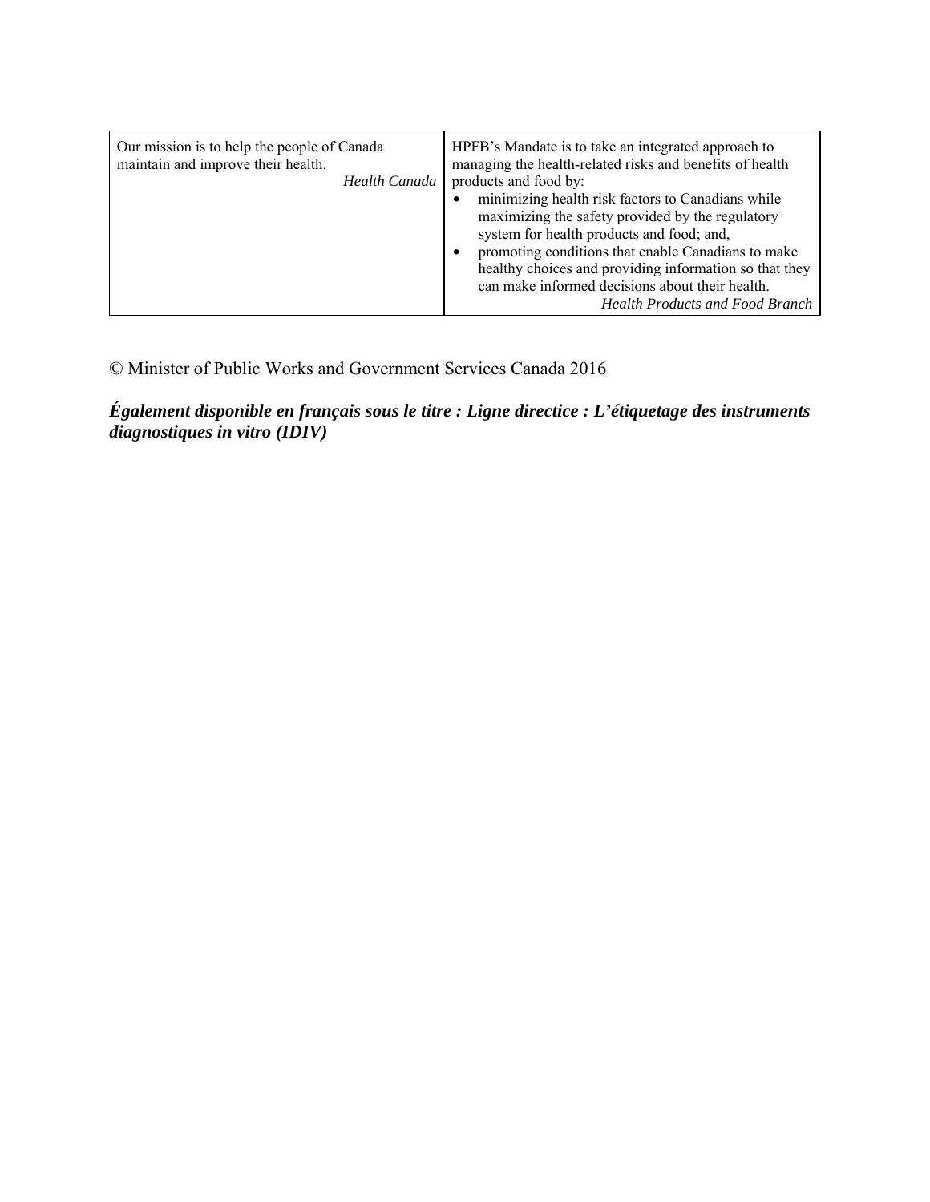| Our mission is to help the people of Canada maintain and improve their health.<br><br>*Health Canada* | HPFB's Mandate is to take an integrated approach to managing the health-related risks and benefits of health products and food by:<br>• minimizing health risk factors to Canadians while maximizing the safety provided by the regulatory system for health products and food; and,<br>• promoting conditions that enable Canadians to make healthy choices and providing information so that they can make informed decisions about their health.<br><br>*Health Products and Food Branch* |
|---|---|

© Minister of Public Works and Government Services Canada 2016

***Également disponible en français sous le titre : Ligne directice : L'étiquetage des instruments diagnostiques in vitro (IDIV)***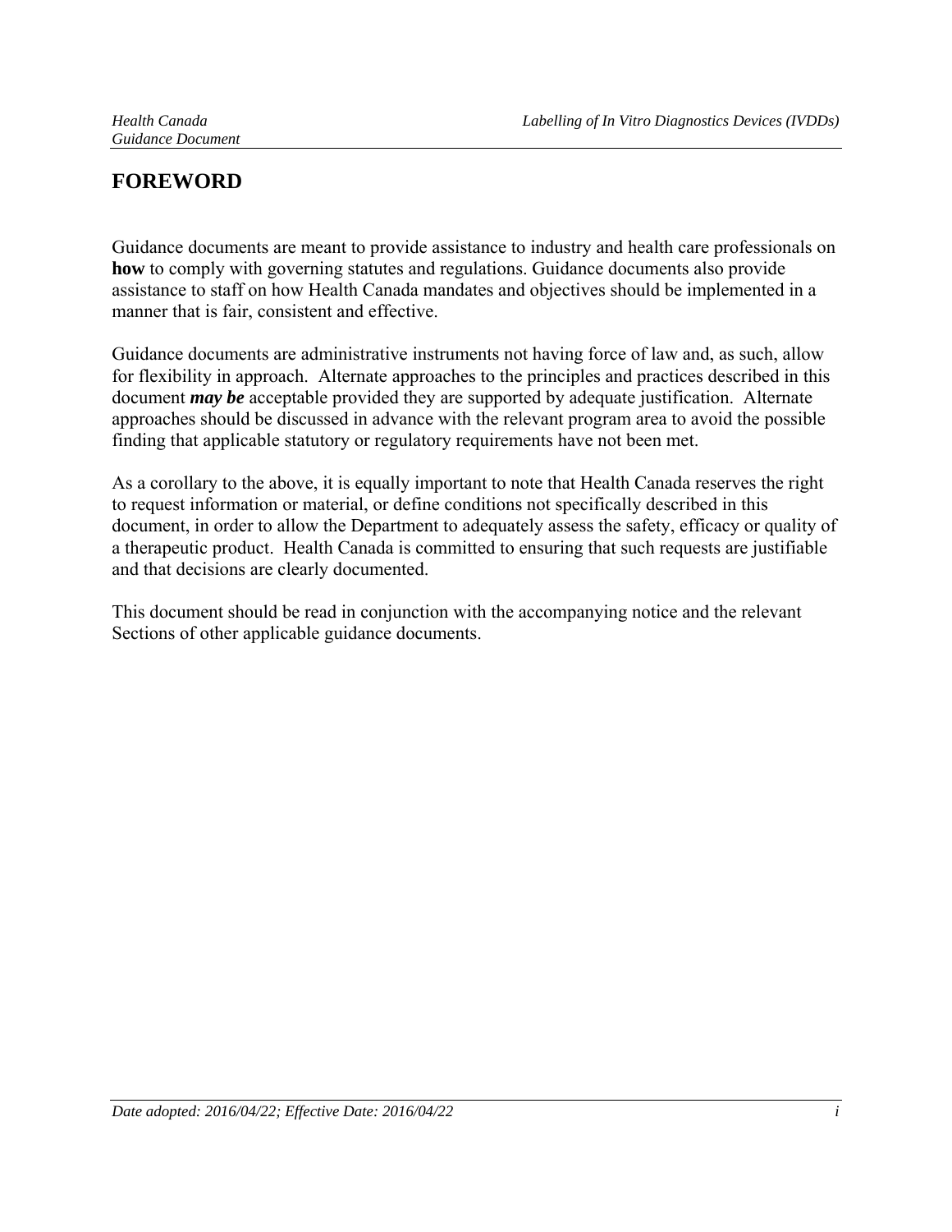# FOREWORD

Guidance documents are meant to provide assistance to industry and health care professionals on **how** to comply with governing statutes and regulations. Guidance documents also provide assistance to staff on how Health Canada mandates and objectives should be implemented in a manner that is fair, consistent and effective.

Guidance documents are administrative instruments not having force of law and, as such, allow for flexibility in approach. Alternate approaches to the principles and practices described in this document ***may be*** acceptable provided they are supported by adequate justification. Alternate approaches should be discussed in advance with the relevant program area to avoid the possible finding that applicable statutory or regulatory requirements have not been met.

As a corollary to the above, it is equally important to note that Health Canada reserves the right to request information or material, or define conditions not specifically described in this document, in order to allow the Department to adequately assess the safety, efficacy or quality of a therapeutic product. Health Canada is committed to ensuring that such requests are justifiable and that decisions are clearly documented.

This document should be read in conjunction with the accompanying notice and the relevant Sections of other applicable guidance documents.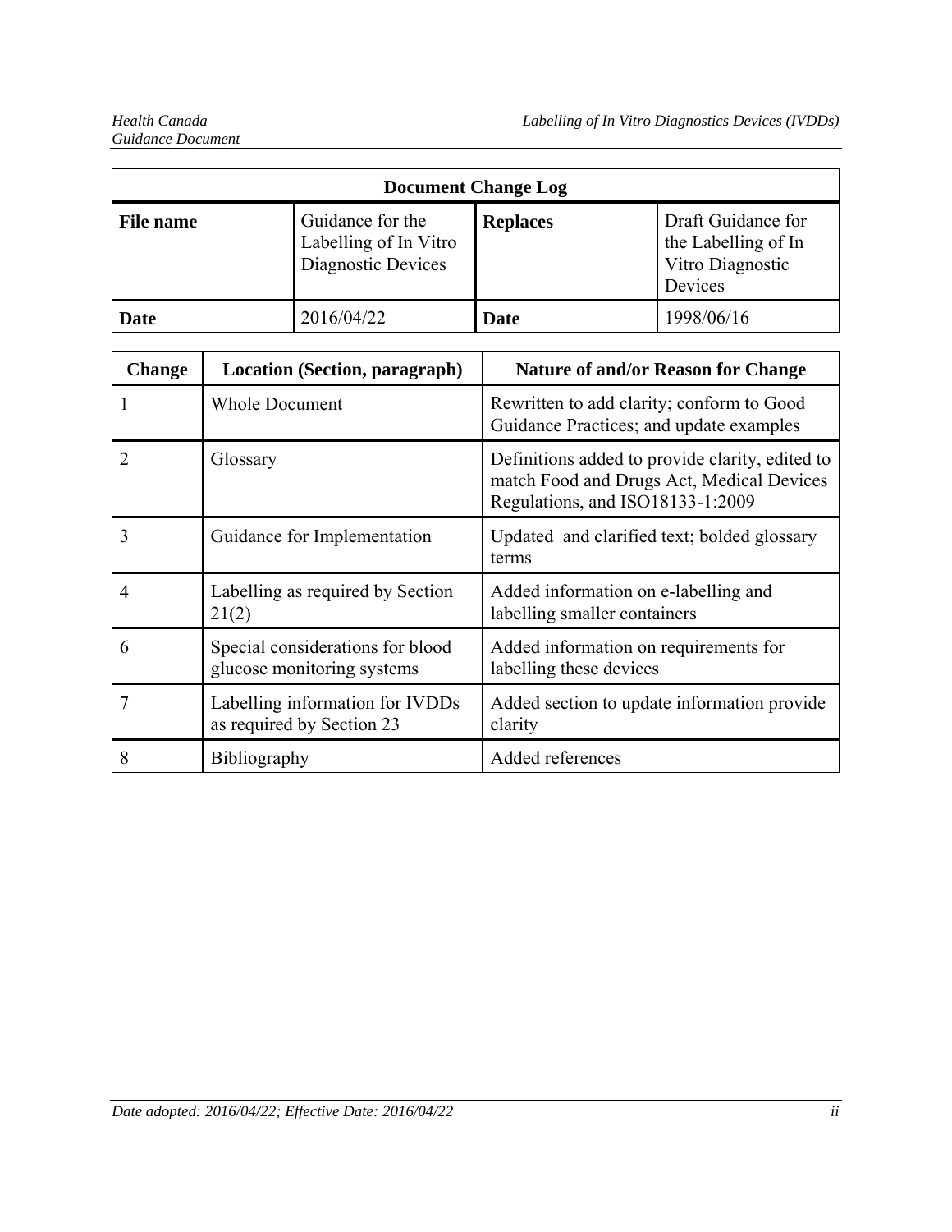| Document Change Log | | | |
|---|---|---|---|
| **File name** | Guidance for the Labelling of In Vitro Diagnostic Devices | **Replaces** | Draft Guidance for the Labelling of In Vitro Diagnostic Devices |
| **Date** | 2016/04/22 | **Date** | 1998/06/16 |

| Change | Location (Section, paragraph) | Nature of and/or Reason for Change |
|---|---|---|
| 1 | Whole Document | Rewritten to add clarity; conform to Good Guidance Practices; and update examples |
| 2 | Glossary | Definitions added to provide clarity, edited to match Food and Drugs Act, Medical Devices Regulations, and ISO18133-1:2009 |
| 3 | Guidance for Implementation | Updated and clarified text; bolded glossary terms |
| 4 | Labelling as required by Section 21(2) | Added information on e-labelling and labelling smaller containers |
| 6 | Special considerations for blood glucose monitoring systems | Added information on requirements for labelling these devices |
| 7 | Labelling information for IVDDs as required by Section 23 | Added section to update information provide clarity |
| 8 | Bibliography | Added references |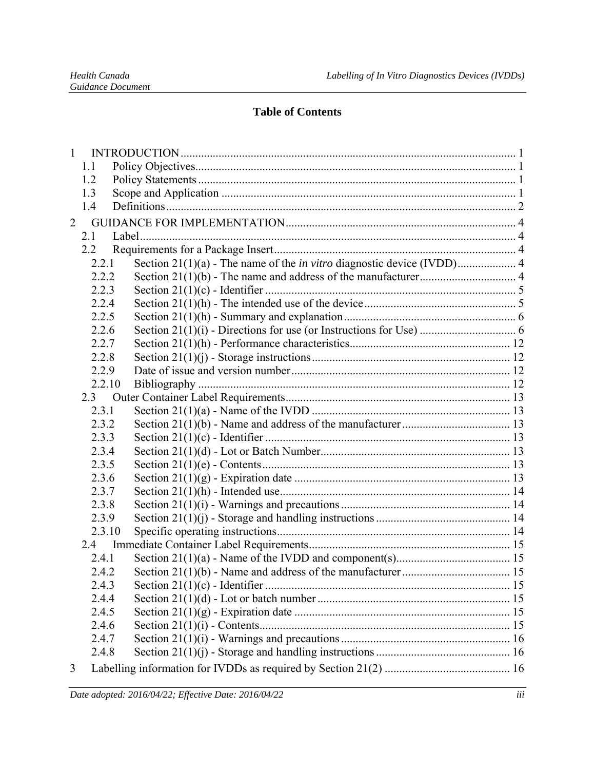# Table of Contents

- 1 INTRODUCTION ..... 1
  - 1.1 Policy Objectives ..... 1
  - 1.2 Policy Statements ..... 1
  - 1.3 Scope and Application ..... 1
  - 1.4 Definitions ..... 2
- 2 GUIDANCE FOR IMPLEMENTATION ..... 4
  - 2.1 Label ..... 4
  - 2.2 Requirements for a Package Insert ..... 4
    - 2.2.1 Section 21(1)(a) - The name of the *in vitro* diagnostic device (IVDD) ..... 4
    - 2.2.2 Section 21(1)(b) - The name and address of the manufacturer ..... 4
    - 2.2.3 Section 21(1)(c) - Identifier ..... 5
    - 2.2.4 Section 21(1)(h) - The intended use of the device ..... 5
    - 2.2.5 Section 21(1)(h) - Summary and explanation ..... 6
    - 2.2.6 Section 21(1)(i) - Directions for use (or Instructions for Use) ..... 6
    - 2.2.7 Section 21(1)(h) - Performance characteristics ..... 12
    - 2.2.8 Section 21(1)(j) - Storage instructions ..... 12
    - 2.2.9 Date of issue and version number ..... 12
    - 2.2.10 Bibliography ..... 12
  - 2.3 Outer Container Label Requirements ..... 13
    - 2.3.1 Section 21(1)(a) - Name of the IVDD ..... 13
    - 2.3.2 Section 21(1)(b) - Name and address of the manufacturer ..... 13
    - 2.3.3 Section 21(1)(c) - Identifier ..... 13
    - 2.3.4 Section 21(1)(d) - Lot or Batch Number ..... 13
    - 2.3.5 Section 21(1)(e) - Contents ..... 13
    - 2.3.6 Section 21(1)(g) - Expiration date ..... 13
    - 2.3.7 Section 21(1)(h) - Intended use ..... 14
    - 2.3.8 Section 21(1)(i) - Warnings and precautions ..... 14
    - 2.3.9 Section 21(1)(j) - Storage and handling instructions ..... 14
    - 2.3.10 Specific operating instructions ..... 14
  - 2.4 Immediate Container Label Requirements ..... 15
    - 2.4.1 Section 21(1)(a) - Name of the IVDD and component(s) ..... 15
    - 2.4.2 Section 21(1)(b) - Name and address of the manufacturer ..... 15
    - 2.4.3 Section 21(1)(c) - Identifier ..... 15
    - 2.4.4 Section 21(1)(d) - Lot or batch number ..... 15
    - 2.4.5 Section 21(1)(g) - Expiration date ..... 15
    - 2.4.6 Section 21(1)(i) - Contents ..... 15
    - 2.4.7 Section 21(1)(i) - Warnings and precautions ..... 16
    - 2.4.8 Section 21(1)(j) - Storage and handling instructions ..... 16
- 3 Labelling information for IVDDs as required by Section 21(2) ..... 16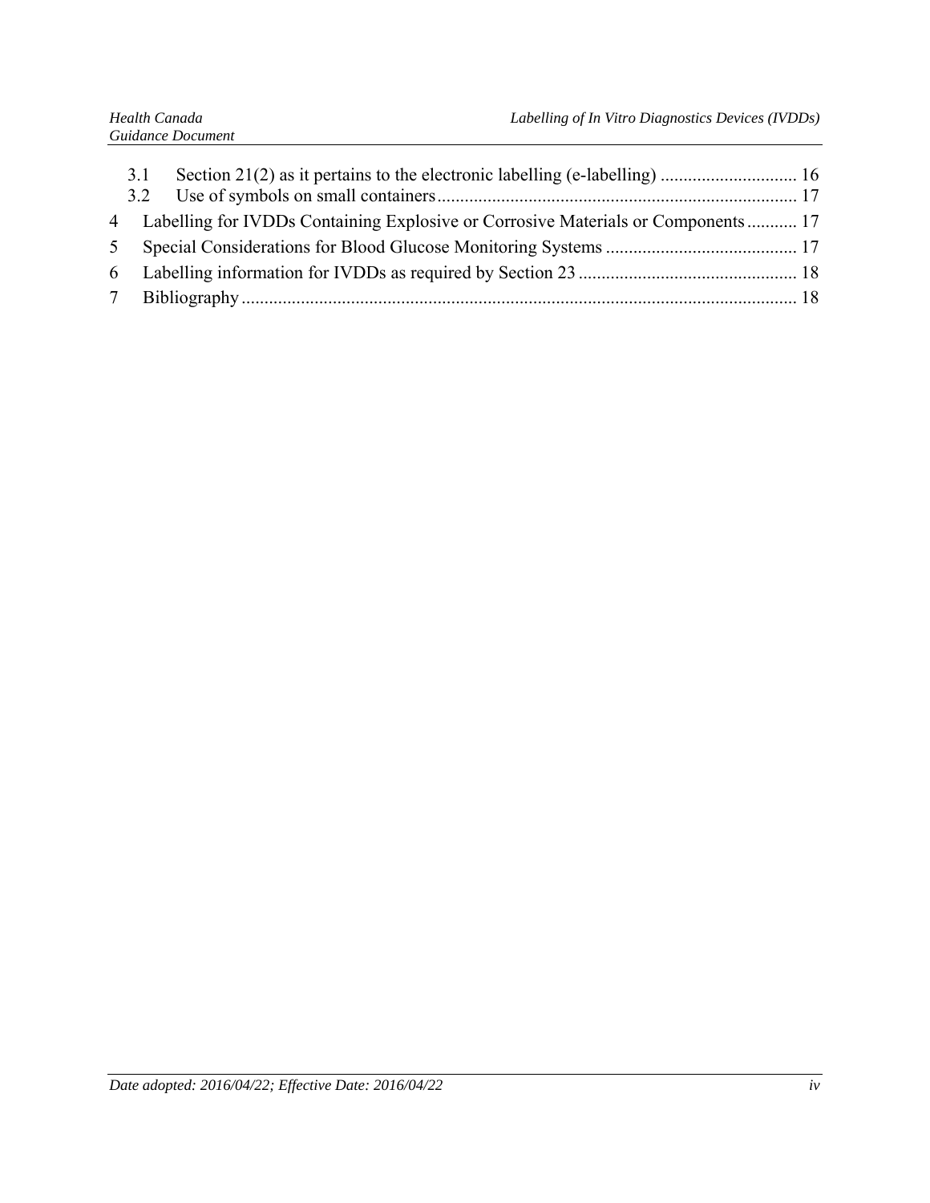3.1 Section 21(2) as it pertains to the electronic labelling (e-labelling) .............................. 16
3.2 Use of symbols on small containers.............................................................................. 17

4 Labelling for IVDDs Containing Explosive or Corrosive Materials or Components........... 17

5 Special Considerations for Blood Glucose Monitoring Systems .......................................... 17

6 Labelling information for IVDDs as required by Section 23 ................................................ 18

7 Bibliography ......................................................................................................................... 18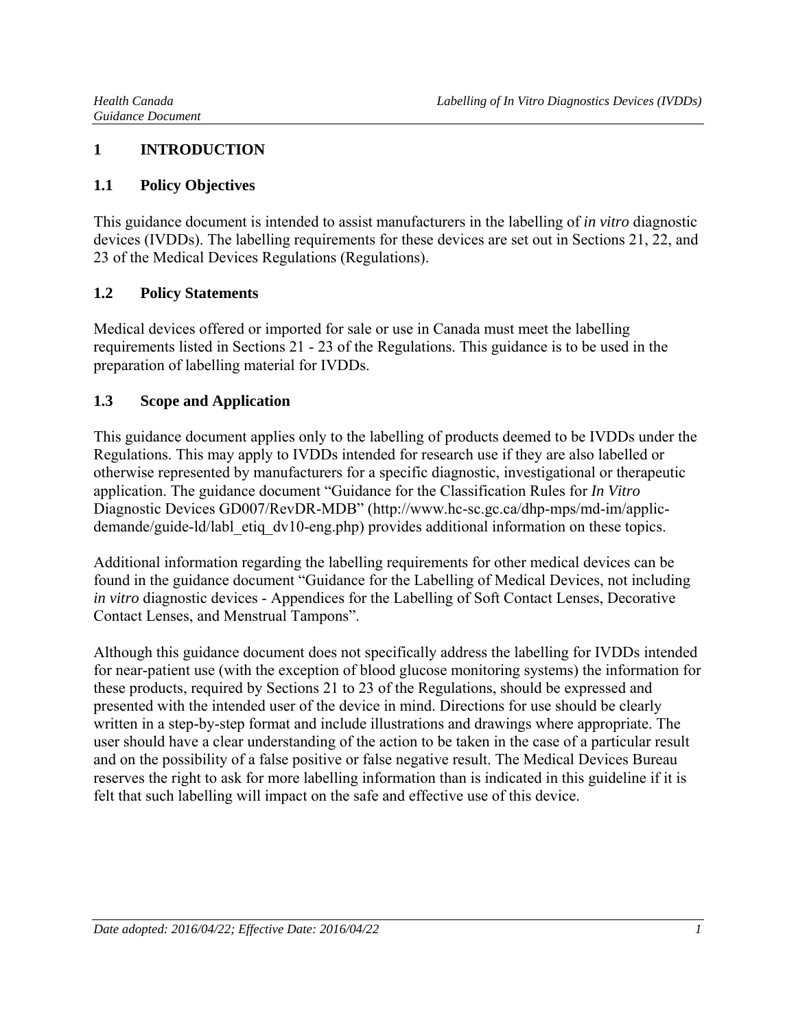# 1 INTRODUCTION

## 1.1 Policy Objectives

This guidance document is intended to assist manufacturers in the labelling of *in vitro* diagnostic devices (IVDDs). The labelling requirements for these devices are set out in Sections 21, 22, and 23 of the Medical Devices Regulations (Regulations).

## 1.2 Policy Statements

Medical devices offered or imported for sale or use in Canada must meet the labelling requirements listed in Sections 21 - 23 of the Regulations. This guidance is to be used in the preparation of labelling material for IVDDs.

## 1.3 Scope and Application

This guidance document applies only to the labelling of products deemed to be IVDDs under the Regulations. This may apply to IVDDs intended for research use if they are also labelled or otherwise represented by manufacturers for a specific diagnostic, investigational or therapeutic application. The guidance document "Guidance for the Classification Rules for *In Vitro* Diagnostic Devices GD007/RevDR-MDB" (http://www.hc-sc.gc.ca/dhp-mps/md-im/applic-demande/guide-ld/labl_etiq_dv10-eng.php) provides additional information on these topics.

Additional information regarding the labelling requirements for other medical devices can be found in the guidance document "Guidance for the Labelling of Medical Devices, not including *in vitro* diagnostic devices - Appendices for the Labelling of Soft Contact Lenses, Decorative Contact Lenses, and Menstrual Tampons".

Although this guidance document does not specifically address the labelling for IVDDs intended for near-patient use (with the exception of blood glucose monitoring systems) the information for these products, required by Sections 21 to 23 of the Regulations, should be expressed and presented with the intended user of the device in mind. Directions for use should be clearly written in a step-by-step format and include illustrations and drawings where appropriate. The user should have a clear understanding of the action to be taken in the case of a particular result and on the possibility of a false positive or false negative result. The Medical Devices Bureau reserves the right to ask for more labelling information than is indicated in this guideline if it is felt that such labelling will impact on the safe and effective use of this device.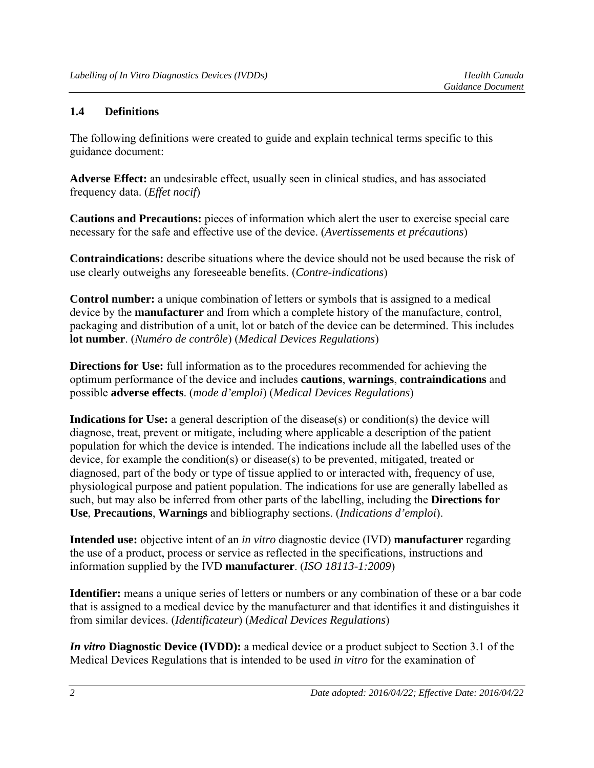### 1.4 Definitions

The following definitions were created to guide and explain technical terms specific to this guidance document:

**Adverse Effect:** an undesirable effect, usually seen in clinical studies, and has associated frequency data. (*Effet nocif*)

**Cautions and Precautions:** pieces of information which alert the user to exercise special care necessary for the safe and effective use of the device. (*Avertissements et précautions*)

**Contraindications:** describe situations where the device should not be used because the risk of use clearly outweighs any foreseeable benefits. (*Contre-indications*)

**Control number:** a unique combination of letters or symbols that is assigned to a medical device by the **manufacturer** and from which a complete history of the manufacture, control, packaging and distribution of a unit, lot or batch of the device can be determined. This includes **lot number**. (*Numéro de contrôle*) (*Medical Devices Regulations*)

**Directions for Use:** full information as to the procedures recommended for achieving the optimum performance of the device and includes **cautions**, **warnings**, **contraindications** and possible **adverse effects**. (*mode d'emploi*) (*Medical Devices Regulations*)

**Indications for Use:** a general description of the disease(s) or condition(s) the device will diagnose, treat, prevent or mitigate, including where applicable a description of the patient population for which the device is intended. The indications include all the labelled uses of the device, for example the condition(s) or disease(s) to be prevented, mitigated, treated or diagnosed, part of the body or type of tissue applied to or interacted with, frequency of use, physiological purpose and patient population. The indications for use are generally labelled as such, but may also be inferred from other parts of the labelling, including the **Directions for Use**, **Precautions**, **Warnings** and bibliography sections. (*Indications d'emploi*).

**Intended use:** objective intent of an *in vitro* diagnostic device (IVD) **manufacturer** regarding the use of a product, process or service as reflected in the specifications, instructions and information supplied by the IVD **manufacturer**. (*ISO 18113-1:2009*)

**Identifier:** means a unique series of letters or numbers or any combination of these or a bar code that is assigned to a medical device by the manufacturer and that identifies it and distinguishes it from similar devices. (*Identificateur*) (*Medical Devices Regulations*)

***In vitro* Diagnostic Device (IVDD):** a medical device or a product subject to Section 3.1 of the Medical Devices Regulations that is intended to be used *in vitro* for the examination of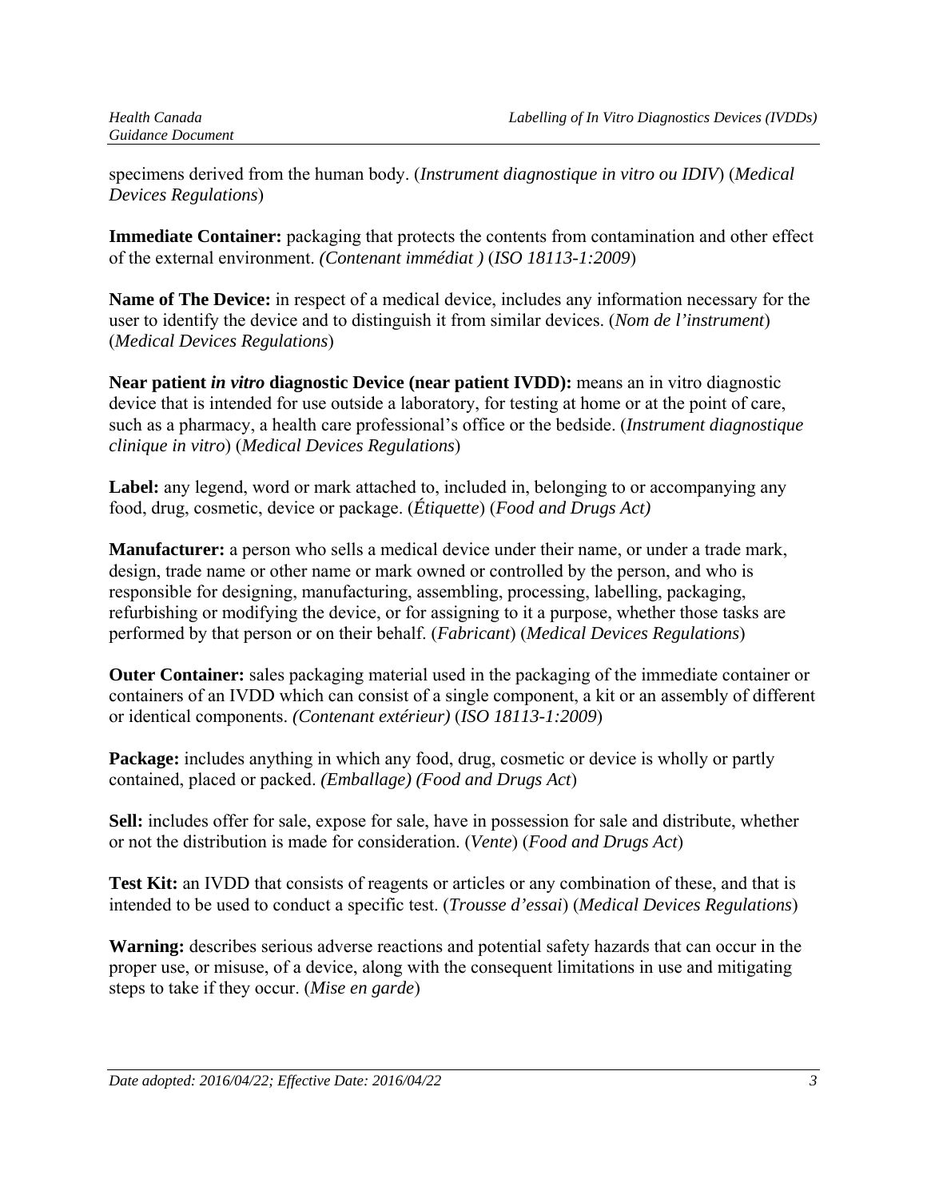specimens derived from the human body. (*Instrument diagnostique in vitro ou IDIV*) (*Medical Devices Regulations*)

**Immediate Container:** packaging that protects the contents from contamination and other effect of the external environment. *(Contenant immédiat )* (*ISO 18113-1:2009*)

**Name of The Device:** in respect of a medical device, includes any information necessary for the user to identify the device and to distinguish it from similar devices. (*Nom de l'instrument*) (*Medical Devices Regulations*)

**Near patient *in vitro* diagnostic Device (near patient IVDD):** means an in vitro diagnostic device that is intended for use outside a laboratory, for testing at home or at the point of care, such as a pharmacy, a health care professional's office or the bedside. (*Instrument diagnostique clinique in vitro*) (*Medical Devices Regulations*)

**Label:** any legend, word or mark attached to, included in, belonging to or accompanying any food, drug, cosmetic, device or package. (*Étiquette*) (*Food and Drugs Act)*

**Manufacturer:** a person who sells a medical device under their name, or under a trade mark, design, trade name or other name or mark owned or controlled by the person, and who is responsible for designing, manufacturing, assembling, processing, labelling, packaging, refurbishing or modifying the device, or for assigning to it a purpose, whether those tasks are performed by that person or on their behalf. (*Fabricant*) (*Medical Devices Regulations*)

**Outer Container:** sales packaging material used in the packaging of the immediate container or containers of an IVDD which can consist of a single component, a kit or an assembly of different or identical components. *(Contenant extérieur)* (*ISO 18113-1:2009*)

**Package:** includes anything in which any food, drug, cosmetic or device is wholly or partly contained, placed or packed. *(Emballage) (Food and Drugs Act*)

**Sell:** includes offer for sale, expose for sale, have in possession for sale and distribute, whether or not the distribution is made for consideration. (*Vente*) (*Food and Drugs Act*)

**Test Kit:** an IVDD that consists of reagents or articles or any combination of these, and that is intended to be used to conduct a specific test. (*Trousse d'essai*) (*Medical Devices Regulations*)

**Warning:** describes serious adverse reactions and potential safety hazards that can occur in the proper use, or misuse, of a device, along with the consequent limitations in use and mitigating steps to take if they occur. (*Mise en garde*)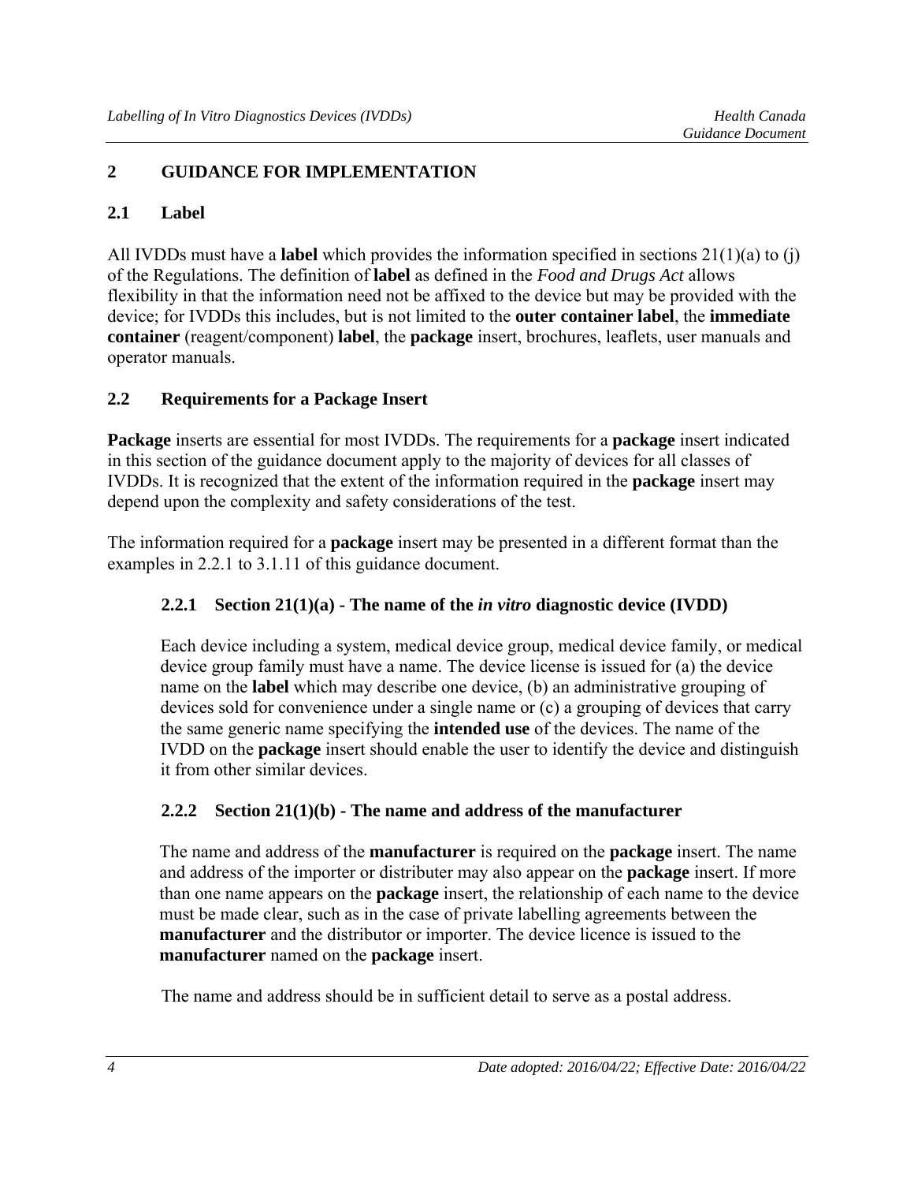## 2 GUIDANCE FOR IMPLEMENTATION

### 2.1 Label

All IVDDs must have a **label** which provides the information specified in sections 21(1)(a) to (j) of the Regulations. The definition of **label** as defined in the *Food and Drugs Act* allows flexibility in that the information need not be affixed to the device but may be provided with the device; for IVDDs this includes, but is not limited to the **outer container label**, the **immediate container** (reagent/component) **label**, the **package** insert, brochures, leaflets, user manuals and operator manuals.

### 2.2 Requirements for a Package Insert

**Package** inserts are essential for most IVDDs. The requirements for a **package** insert indicated in this section of the guidance document apply to the majority of devices for all classes of IVDDs. It is recognized that the extent of the information required in the **package** insert may depend upon the complexity and safety considerations of the test.

The information required for a **package** insert may be presented in a different format than the examples in 2.2.1 to 3.1.11 of this guidance document.

#### 2.2.1 Section 21(1)(a) - The name of the *in vitro* diagnostic device (IVDD)

Each device including a system, medical device group, medical device family, or medical device group family must have a name. The device license is issued for (a) the device name on the **label** which may describe one device, (b) an administrative grouping of devices sold for convenience under a single name or (c) a grouping of devices that carry the same generic name specifying the **intended use** of the devices. The name of the IVDD on the **package** insert should enable the user to identify the device and distinguish it from other similar devices.

#### 2.2.2 Section 21(1)(b) - The name and address of the manufacturer

The name and address of the **manufacturer** is required on the **package** insert. The name and address of the importer or distributer may also appear on the **package** insert. If more than one name appears on the **package** insert, the relationship of each name to the device must be made clear, such as in the case of private labelling agreements between the **manufacturer** and the distributor or importer. The device licence is issued to the **manufacturer** named on the **package** insert.

The name and address should be in sufficient detail to serve as a postal address.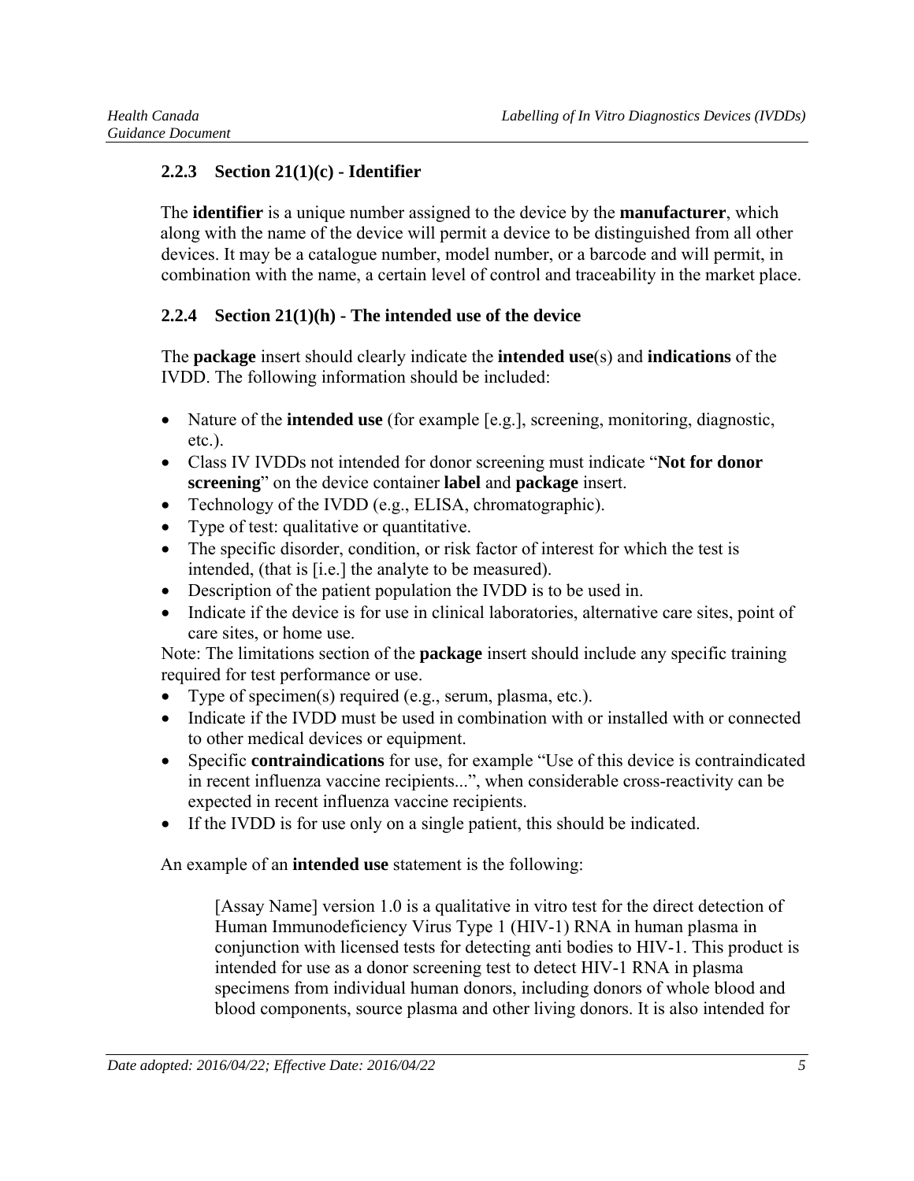### 2.2.3 Section 21(1)(c) - Identifier

The **identifier** is a unique number assigned to the device by the **manufacturer**, which along with the name of the device will permit a device to be distinguished from all other devices. It may be a catalogue number, model number, or a barcode and will permit, in combination with the name, a certain level of control and traceability in the market place.

### 2.2.4 Section 21(1)(h) - The intended use of the device

The **package** insert should clearly indicate the **intended use**(s) and **indications** of the IVDD. The following information should be included:

- Nature of the **intended use** (for example [e.g.], screening, monitoring, diagnostic, etc.).
- Class IV IVDDs not intended for donor screening must indicate "**Not for donor screening**" on the device container **label** and **package** insert.
- Technology of the IVDD (e.g., ELISA, chromatographic).
- Type of test: qualitative or quantitative.
- The specific disorder, condition, or risk factor of interest for which the test is intended, (that is [i.e.] the analyte to be measured).
- Description of the patient population the IVDD is to be used in.
- Indicate if the device is for use in clinical laboratories, alternative care sites, point of care sites, or home use.

Note: The limitations section of the **package** insert should include any specific training required for test performance or use.

- Type of specimen(s) required (e.g., serum, plasma, etc.).
- Indicate if the IVDD must be used in combination with or installed with or connected to other medical devices or equipment.
- Specific **contraindications** for use, for example "Use of this device is contraindicated in recent influenza vaccine recipients...", when considerable cross-reactivity can be expected in recent influenza vaccine recipients.
- If the IVDD is for use only on a single patient, this should be indicated.

An example of an **intended use** statement is the following:

> [Assay Name] version 1.0 is a qualitative in vitro test for the direct detection of Human Immunodeficiency Virus Type 1 (HIV-1) RNA in human plasma in conjunction with licensed tests for detecting anti bodies to HIV-1. This product is intended for use as a donor screening test to detect HIV-1 RNA in plasma specimens from individual human donors, including donors of whole blood and blood components, source plasma and other living donors. It is also intended for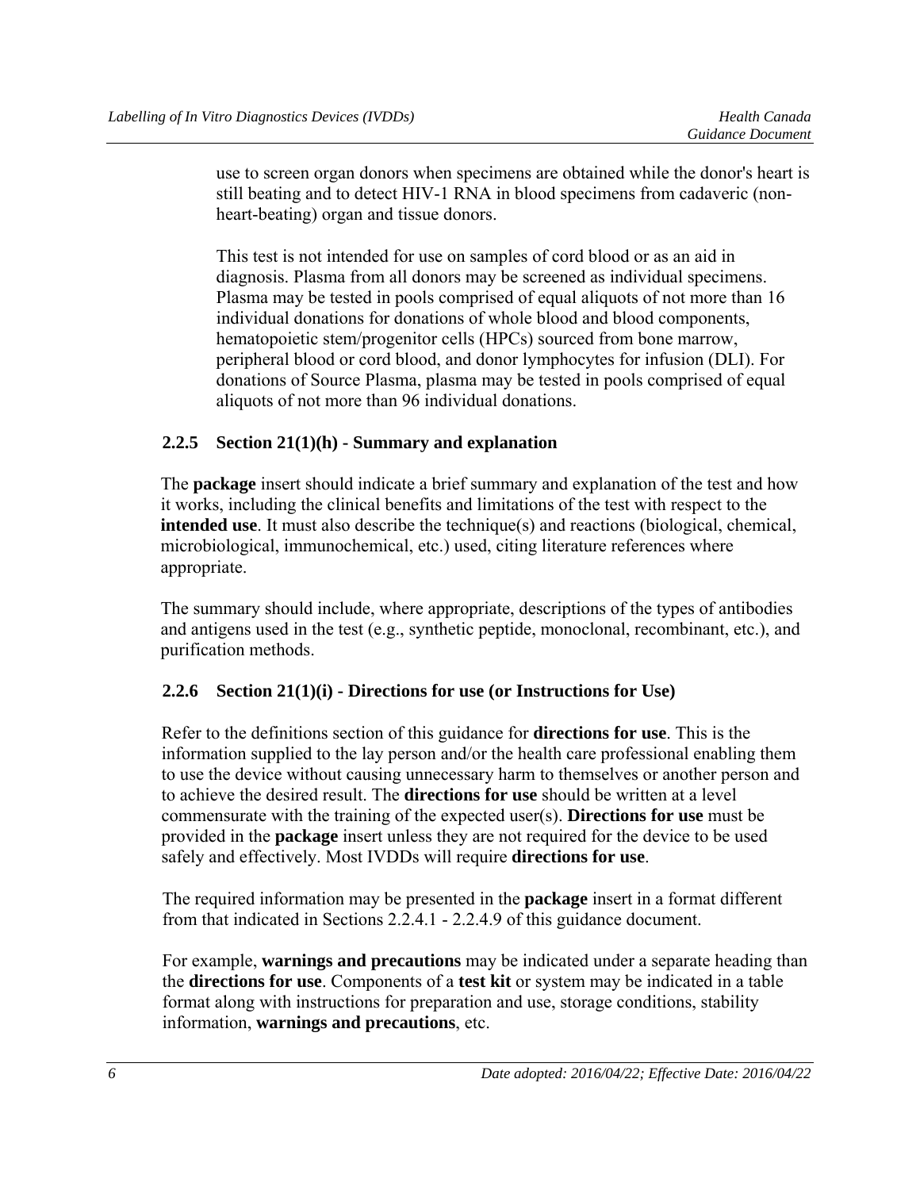use to screen organ donors when specimens are obtained while the donor's heart is still beating and to detect HIV-1 RNA in blood specimens from cadaveric (non-heart-beating) organ and tissue donors.

This test is not intended for use on samples of cord blood or as an aid in diagnosis. Plasma from all donors may be screened as individual specimens. Plasma may be tested in pools comprised of equal aliquots of not more than 16 individual donations for donations of whole blood and blood components, hematopoietic stem/progenitor cells (HPCs) sourced from bone marrow, peripheral blood or cord blood, and donor lymphocytes for infusion (DLI). For donations of Source Plasma, plasma may be tested in pools comprised of equal aliquots of not more than 96 individual donations.

### 2.2.5 Section 21(1)(h) - Summary and explanation

The **package** insert should indicate a brief summary and explanation of the test and how it works, including the clinical benefits and limitations of the test with respect to the **intended use**. It must also describe the technique(s) and reactions (biological, chemical, microbiological, immunochemical, etc.) used, citing literature references where appropriate.

The summary should include, where appropriate, descriptions of the types of antibodies and antigens used in the test (e.g., synthetic peptide, monoclonal, recombinant, etc.), and purification methods.

### 2.2.6 Section 21(1)(i) - Directions for use (or Instructions for Use)

Refer to the definitions section of this guidance for **directions for use**. This is the information supplied to the lay person and/or the health care professional enabling them to use the device without causing unnecessary harm to themselves or another person and to achieve the desired result. The **directions for use** should be written at a level commensurate with the training of the expected user(s). **Directions for use** must be provided in the **package** insert unless they are not required for the device to be used safely and effectively. Most IVDDs will require **directions for use**.

The required information may be presented in the **package** insert in a format different from that indicated in Sections 2.2.4.1 - 2.2.4.9 of this guidance document.

For example, **warnings and precautions** may be indicated under a separate heading than the **directions for use**. Components of a **test kit** or system may be indicated in a table format along with instructions for preparation and use, storage conditions, stability information, **warnings and precautions**, etc.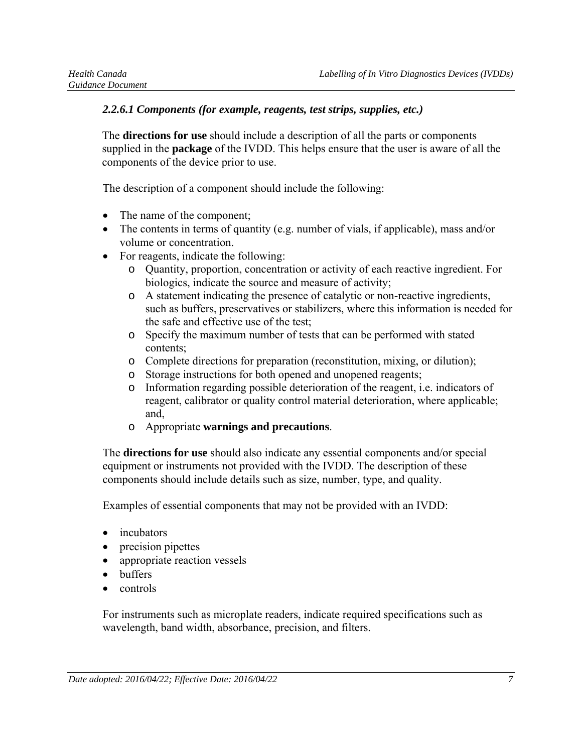#### *2.2.6.1 Components (for example, reagents, test strips, supplies, etc.)*

The **directions for use** should include a description of all the parts or components supplied in the **package** of the IVDD. This helps ensure that the user is aware of all the components of the device prior to use.

The description of a component should include the following:

- The name of the component;
- The contents in terms of quantity (e.g. number of vials, if applicable), mass and/or volume or concentration.
- For reagents, indicate the following:
  - Quantity, proportion, concentration or activity of each reactive ingredient. For biologics, indicate the source and measure of activity;
  - A statement indicating the presence of catalytic or non-reactive ingredients, such as buffers, preservatives or stabilizers, where this information is needed for the safe and effective use of the test;
  - Specify the maximum number of tests that can be performed with stated contents;
  - Complete directions for preparation (reconstitution, mixing, or dilution);
  - Storage instructions for both opened and unopened reagents;
  - Information regarding possible deterioration of the reagent, i.e. indicators of reagent, calibrator or quality control material deterioration, where applicable; and,
  - Appropriate **warnings and precautions**.

The **directions for use** should also indicate any essential components and/or special equipment or instruments not provided with the IVDD. The description of these components should include details such as size, number, type, and quality.

Examples of essential components that may not be provided with an IVDD:

- incubators
- precision pipettes
- appropriate reaction vessels
- buffers
- controls

For instruments such as microplate readers, indicate required specifications such as wavelength, band width, absorbance, precision, and filters.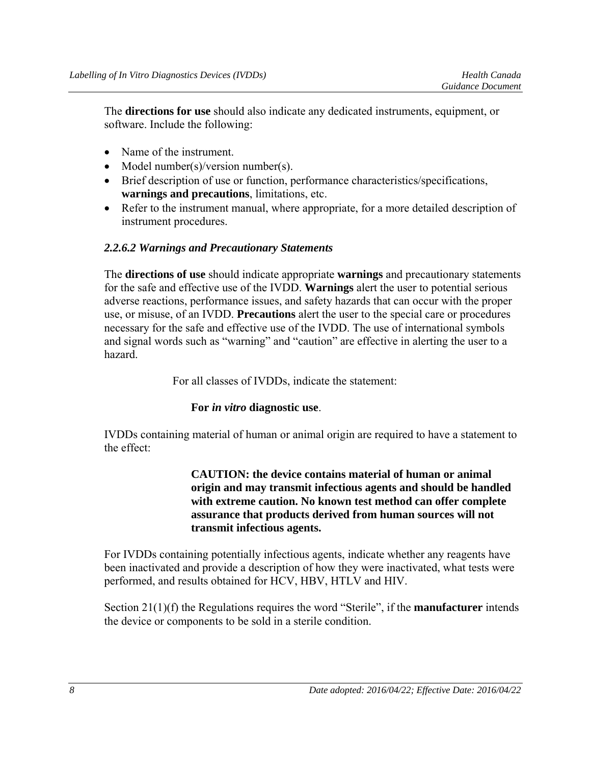The **directions for use** should also indicate any dedicated instruments, equipment, or software. Include the following:

- Name of the instrument.
- Model number(s)/version number(s).
- Brief description of use or function, performance characteristics/specifications, **warnings and precautions**, limitations, etc.
- Refer to the instrument manual, where appropriate, for a more detailed description of instrument procedures.

#### *2.2.6.2 Warnings and Precautionary Statements*

The **directions of use** should indicate appropriate **warnings** and precautionary statements for the safe and effective use of the IVDD. **Warnings** alert the user to potential serious adverse reactions, performance issues, and safety hazards that can occur with the proper use, or misuse, of an IVDD. **Precautions** alert the user to the special care or procedures necessary for the safe and effective use of the IVDD. The use of international symbols and signal words such as "warning" and "caution" are effective in alerting the user to a hazard.

For all classes of IVDDs, indicate the statement:

**For *in vitro* diagnostic use**.

IVDDs containing material of human or animal origin are required to have a statement to the effect:

**CAUTION: the device contains material of human or animal origin and may transmit infectious agents and should be handled with extreme caution. No known test method can offer complete assurance that products derived from human sources will not transmit infectious agents.**

For IVDDs containing potentially infectious agents, indicate whether any reagents have been inactivated and provide a description of how they were inactivated, what tests were performed, and results obtained for HCV, HBV, HTLV and HIV.

Section 21(1)(f) the Regulations requires the word "Sterile", if the **manufacturer** intends the device or components to be sold in a sterile condition.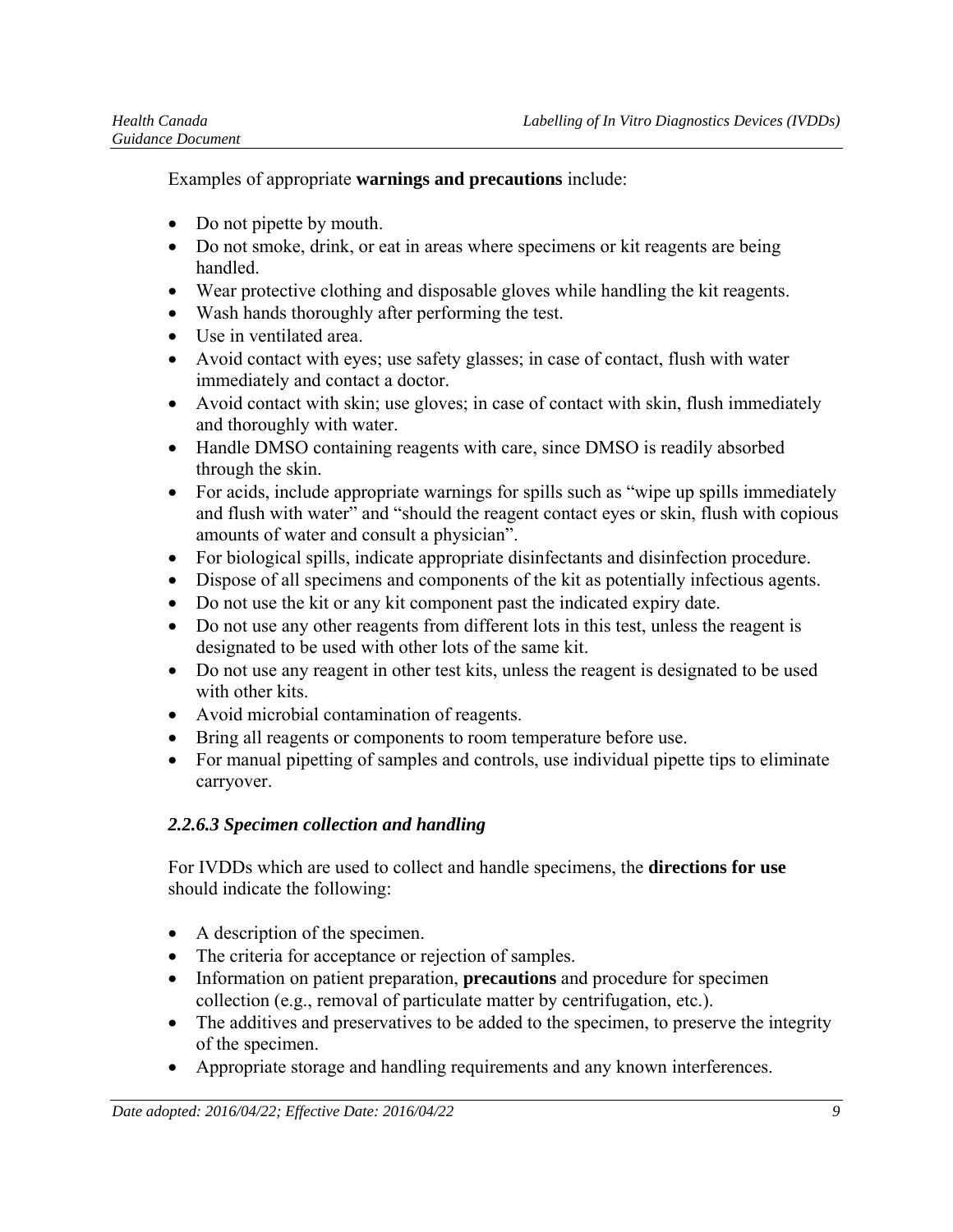Examples of appropriate **warnings and precautions** include:

- Do not pipette by mouth.
- Do not smoke, drink, or eat in areas where specimens or kit reagents are being handled.
- Wear protective clothing and disposable gloves while handling the kit reagents.
- Wash hands thoroughly after performing the test.
- Use in ventilated area.
- Avoid contact with eyes; use safety glasses; in case of contact, flush with water immediately and contact a doctor.
- Avoid contact with skin; use gloves; in case of contact with skin, flush immediately and thoroughly with water.
- Handle DMSO containing reagents with care, since DMSO is readily absorbed through the skin.
- For acids, include appropriate warnings for spills such as "wipe up spills immediately and flush with water" and "should the reagent contact eyes or skin, flush with copious amounts of water and consult a physician".
- For biological spills, indicate appropriate disinfectants and disinfection procedure.
- Dispose of all specimens and components of the kit as potentially infectious agents.
- Do not use the kit or any kit component past the indicated expiry date.
- Do not use any other reagents from different lots in this test, unless the reagent is designated to be used with other lots of the same kit.
- Do not use any reagent in other test kits, unless the reagent is designated to be used with other kits.
- Avoid microbial contamination of reagents.
- Bring all reagents or components to room temperature before use.
- For manual pipetting of samples and controls, use individual pipette tips to eliminate carryover.

#### *2.2.6.3 Specimen collection and handling*

For IVDDs which are used to collect and handle specimens, the **directions for use** should indicate the following:

- A description of the specimen.
- The criteria for acceptance or rejection of samples.
- Information on patient preparation, **precautions** and procedure for specimen collection (e.g., removal of particulate matter by centrifugation, etc.).
- The additives and preservatives to be added to the specimen, to preserve the integrity of the specimen.
- Appropriate storage and handling requirements and any known interferences.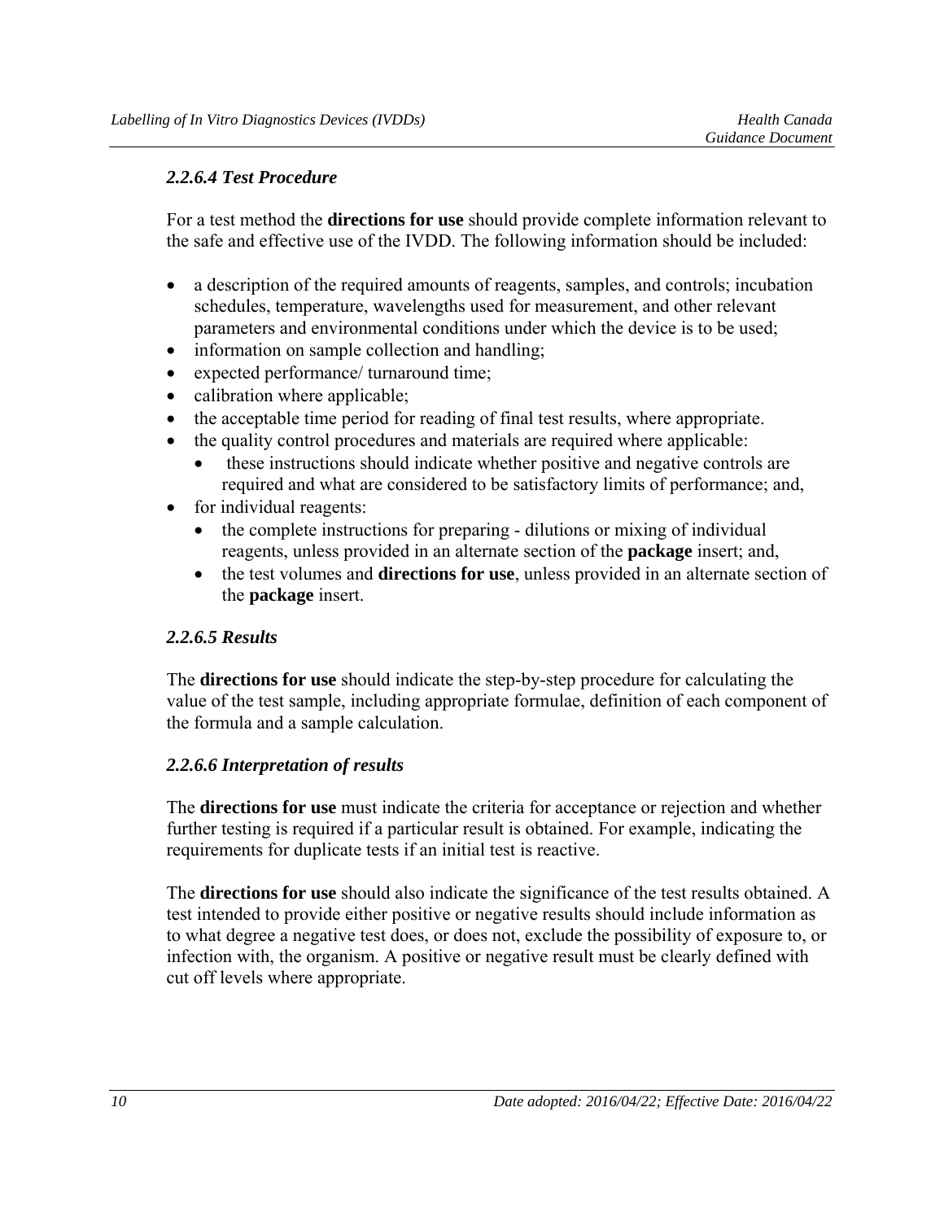#### *2.2.6.4 Test Procedure*

For a test method the **directions for use** should provide complete information relevant to the safe and effective use of the IVDD. The following information should be included:

- a description of the required amounts of reagents, samples, and controls; incubation schedules, temperature, wavelengths used for measurement, and other relevant parameters and environmental conditions under which the device is to be used;
- information on sample collection and handling;
- expected performance/ turnaround time;
- calibration where applicable;
- the acceptable time period for reading of final test results, where appropriate.
- the quality control procedures and materials are required where applicable:
  - these instructions should indicate whether positive and negative controls are required and what are considered to be satisfactory limits of performance; and,
- for individual reagents:
  - the complete instructions for preparing - dilutions or mixing of individual reagents, unless provided in an alternate section of the **package** insert; and,
  - the test volumes and **directions for use**, unless provided in an alternate section of the **package** insert.

#### *2.2.6.5 Results*

The **directions for use** should indicate the step-by-step procedure for calculating the value of the test sample, including appropriate formulae, definition of each component of the formula and a sample calculation.

#### *2.2.6.6 Interpretation of results*

The **directions for use** must indicate the criteria for acceptance or rejection and whether further testing is required if a particular result is obtained. For example, indicating the requirements for duplicate tests if an initial test is reactive.

The **directions for use** should also indicate the significance of the test results obtained. A test intended to provide either positive or negative results should include information as to what degree a negative test does, or does not, exclude the possibility of exposure to, or infection with, the organism. A positive or negative result must be clearly defined with cut off levels where appropriate.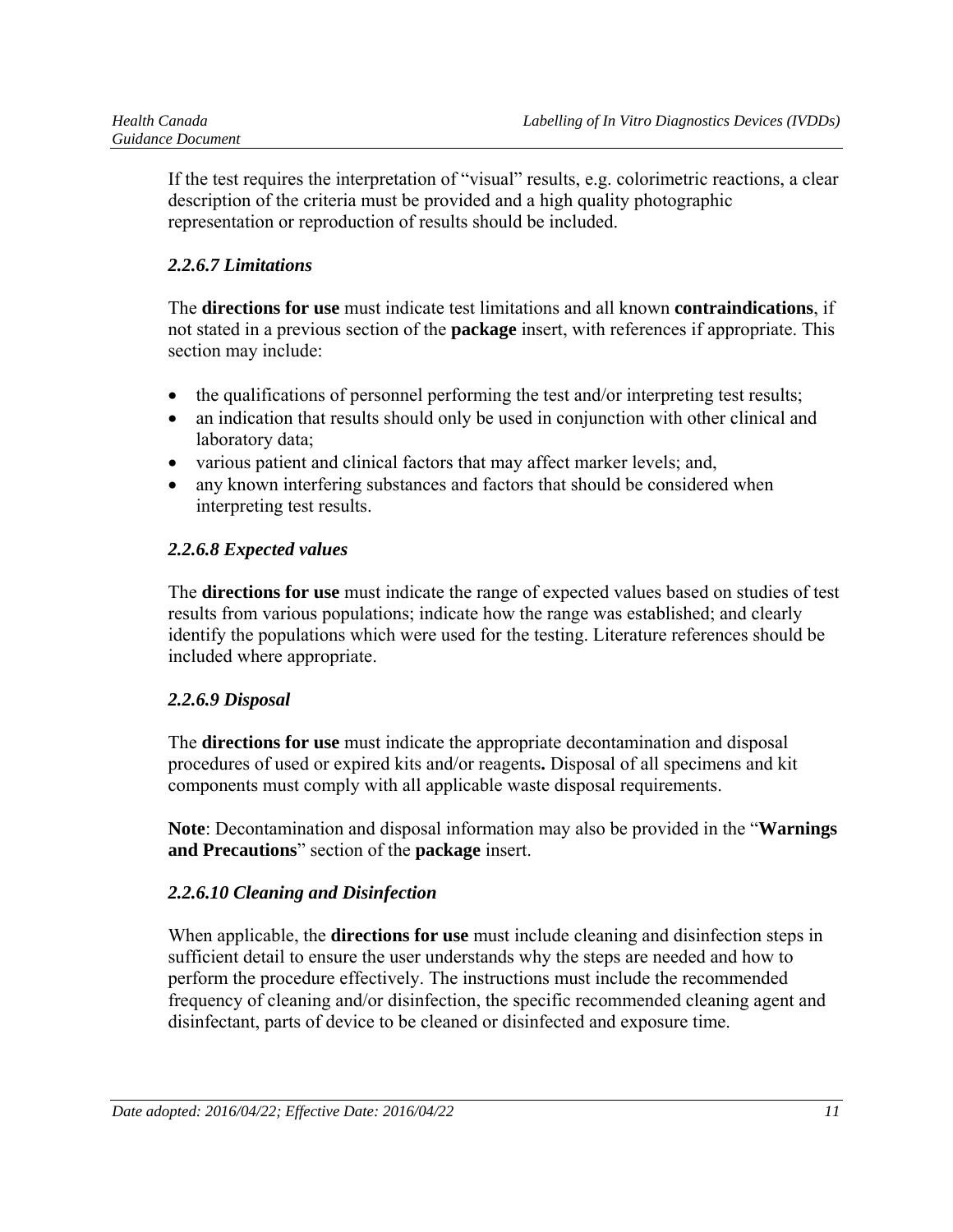If the test requires the interpretation of "visual" results, e.g. colorimetric reactions, a clear description of the criteria must be provided and a high quality photographic representation or reproduction of results should be included.

#### *2.2.6.7 Limitations*

The **directions for use** must indicate test limitations and all known **contraindications**, if not stated in a previous section of the **package** insert, with references if appropriate. This section may include:

- the qualifications of personnel performing the test and/or interpreting test results;
- an indication that results should only be used in conjunction with other clinical and laboratory data;
- various patient and clinical factors that may affect marker levels; and,
- any known interfering substances and factors that should be considered when interpreting test results.

#### *2.2.6.8 Expected values*

The **directions for use** must indicate the range of expected values based on studies of test results from various populations; indicate how the range was established; and clearly identify the populations which were used for the testing. Literature references should be included where appropriate.

#### *2.2.6.9 Disposal*

The **directions for use** must indicate the appropriate decontamination and disposal procedures of used or expired kits and/or reagents**.** Disposal of all specimens and kit components must comply with all applicable waste disposal requirements.

**Note**: Decontamination and disposal information may also be provided in the "**Warnings and Precautions**" section of the **package** insert.

#### *2.2.6.10 Cleaning and Disinfection*

When applicable, the **directions for use** must include cleaning and disinfection steps in sufficient detail to ensure the user understands why the steps are needed and how to perform the procedure effectively. The instructions must include the recommended frequency of cleaning and/or disinfection, the specific recommended cleaning agent and disinfectant, parts of device to be cleaned or disinfected and exposure time.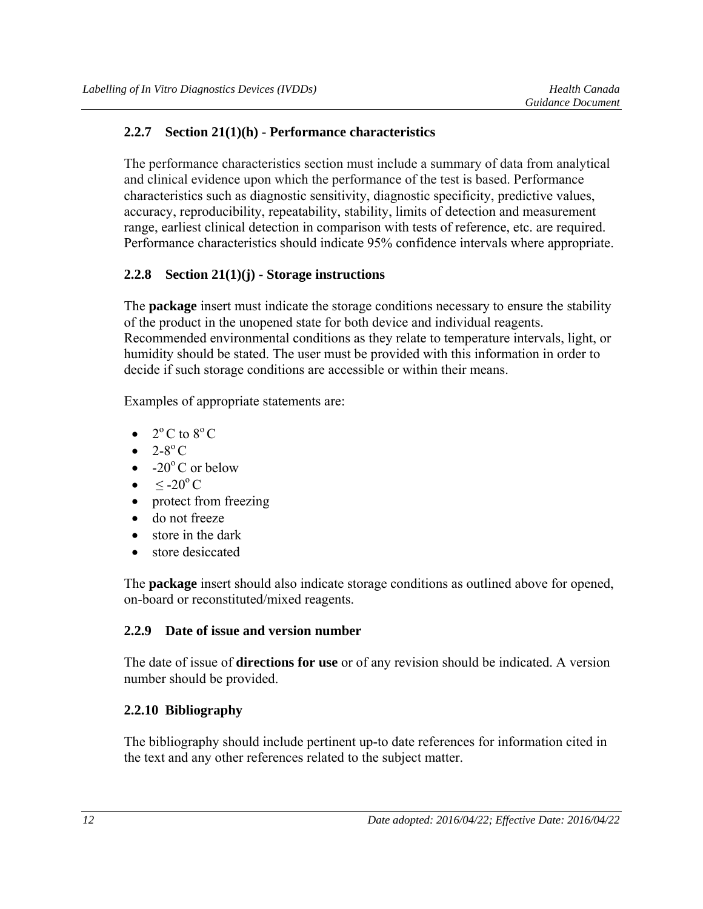### 2.2.7 Section 21(1)(h) - Performance characteristics

The performance characteristics section must include a summary of data from analytical and clinical evidence upon which the performance of the test is based. Performance characteristics such as diagnostic sensitivity, diagnostic specificity, predictive values, accuracy, reproducibility, repeatability, stability, limits of detection and measurement range, earliest clinical detection in comparison with tests of reference, etc. are required. Performance characteristics should indicate 95% confidence intervals where appropriate.

### 2.2.8 Section 21(1)(j) - Storage instructions

The **package** insert must indicate the storage conditions necessary to ensure the stability of the product in the unopened state for both device and individual reagents. Recommended environmental conditions as they relate to temperature intervals, light, or humidity should be stated. The user must be provided with this information in order to decide if such storage conditions are accessible or within their means.

Examples of appropriate statements are:

- $2^{o}$C to $8^{o}$C
- 2-$8^{o}$C
- -$20^{o}$C or below
- $\leq$ -$20^{o}$C
- protect from freezing
- do not freeze
- store in the dark
- store desiccated

The **package** insert should also indicate storage conditions as outlined above for opened, on-board or reconstituted/mixed reagents.

### 2.2.9 Date of issue and version number

The date of issue of **directions for use** or of any revision should be indicated. A version number should be provided.

### 2.2.10 Bibliography

The bibliography should include pertinent up-to date references for information cited in the text and any other references related to the subject matter.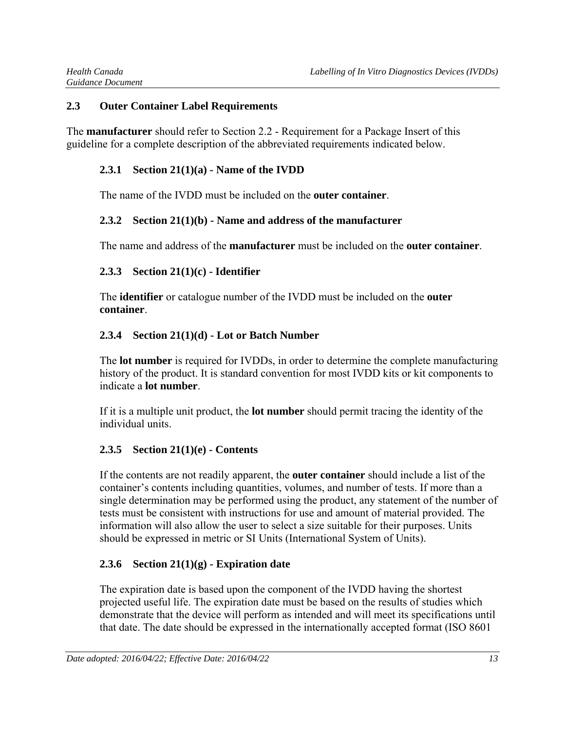## 2.3 Outer Container Label Requirements

The **manufacturer** should refer to Section 2.2 - Requirement for a Package Insert of this guideline for a complete description of the abbreviated requirements indicated below.

### 2.3.1 Section 21(1)(a) - Name of the IVDD

The name of the IVDD must be included on the **outer container**.

### 2.3.2 Section 21(1)(b) - Name and address of the manufacturer

The name and address of the **manufacturer** must be included on the **outer container**.

### 2.3.3 Section 21(1)(c) - Identifier

The **identifier** or catalogue number of the IVDD must be included on the **outer container**.

### 2.3.4 Section 21(1)(d) - Lot or Batch Number

The **lot number** is required for IVDDs, in order to determine the complete manufacturing history of the product. It is standard convention for most IVDD kits or kit components to indicate a **lot number**.

If it is a multiple unit product, the **lot number** should permit tracing the identity of the individual units.

### 2.3.5 Section 21(1)(e) - Contents

If the contents are not readily apparent, the **outer container** should include a list of the container's contents including quantities, volumes, and number of tests. If more than a single determination may be performed using the product, any statement of the number of tests must be consistent with instructions for use and amount of material provided. The information will also allow the user to select a size suitable for their purposes. Units should be expressed in metric or SI Units (International System of Units).

### 2.3.6 Section 21(1)(g) - Expiration date

The expiration date is based upon the component of the IVDD having the shortest projected useful life. The expiration date must be based on the results of studies which demonstrate that the device will perform as intended and will meet its specifications until that date. The date should be expressed in the internationally accepted format (ISO 8601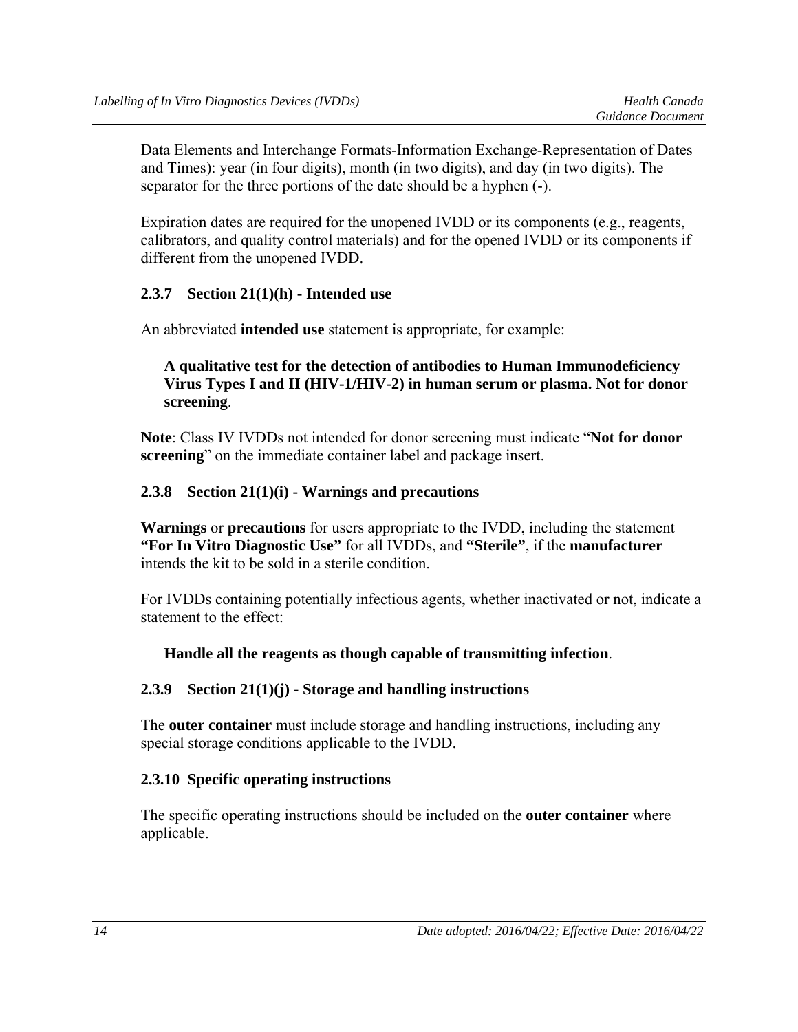Data Elements and Interchange Formats-Information Exchange-Representation of Dates and Times): year (in four digits), month (in two digits), and day (in two digits). The separator for the three portions of the date should be a hyphen (-).

Expiration dates are required for the unopened IVDD or its components (e.g., reagents, calibrators, and quality control materials) and for the opened IVDD or its components if different from the unopened IVDD.

### 2.3.7 Section 21(1)(h) - Intended use

An abbreviated **intended use** statement is appropriate, for example:

> **A qualitative test for the detection of antibodies to Human Immunodeficiency Virus Types I and II (HIV-1/HIV-2) in human serum or plasma. Not for donor screening**.

**Note**: Class IV IVDDs not intended for donor screening must indicate "**Not for donor screening**" on the immediate container label and package insert.

### 2.3.8 Section 21(1)(i) - Warnings and precautions

**Warnings** or **precautions** for users appropriate to the IVDD, including the statement **"For In Vitro Diagnostic Use"** for all IVDDs, and **"Sterile"**, if the **manufacturer** intends the kit to be sold in a sterile condition.

For IVDDs containing potentially infectious agents, whether inactivated or not, indicate a statement to the effect:

> **Handle all the reagents as though capable of transmitting infection**.

### 2.3.9 Section 21(1)(j) - Storage and handling instructions

The **outer container** must include storage and handling instructions, including any special storage conditions applicable to the IVDD.

### 2.3.10 Specific operating instructions

The specific operating instructions should be included on the **outer container** where applicable.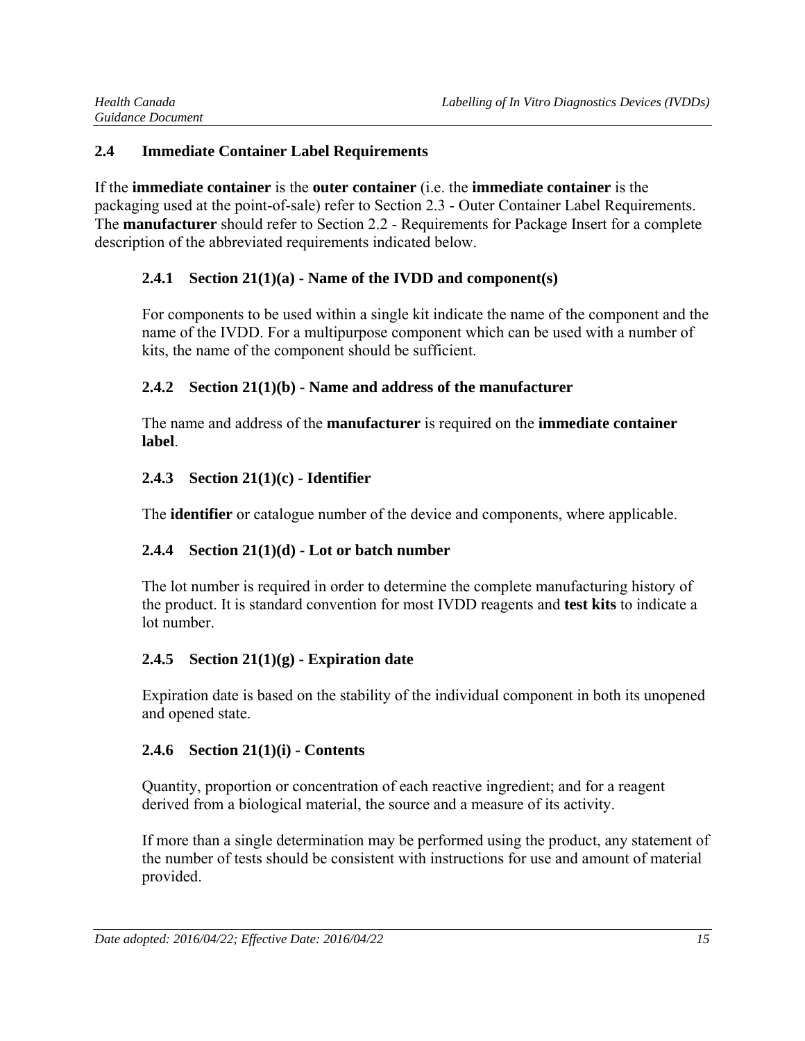## 2.4 Immediate Container Label Requirements

If the **immediate container** is the **outer container** (i.e. the **immediate container** is the packaging used at the point-of-sale) refer to Section 2.3 - Outer Container Label Requirements. The **manufacturer** should refer to Section 2.2 - Requirements for Package Insert for a complete description of the abbreviated requirements indicated below.

### 2.4.1 Section 21(1)(a) - Name of the IVDD and component(s)

For components to be used within a single kit indicate the name of the component and the name of the IVDD. For a multipurpose component which can be used with a number of kits, the name of the component should be sufficient.

### 2.4.2 Section 21(1)(b) - Name and address of the manufacturer

The name and address of the **manufacturer** is required on the **immediate container label**.

### 2.4.3 Section 21(1)(c) - Identifier

The **identifier** or catalogue number of the device and components, where applicable.

### 2.4.4 Section 21(1)(d) - Lot or batch number

The lot number is required in order to determine the complete manufacturing history of the product. It is standard convention for most IVDD reagents and **test kits** to indicate a lot number.

### 2.4.5 Section 21(1)(g) - Expiration date

Expiration date is based on the stability of the individual component in both its unopened and opened state.

### 2.4.6 Section 21(1)(i) - Contents

Quantity, proportion or concentration of each reactive ingredient; and for a reagent derived from a biological material, the source and a measure of its activity.

If more than a single determination may be performed using the product, any statement of the number of tests should be consistent with instructions for use and amount of material provided.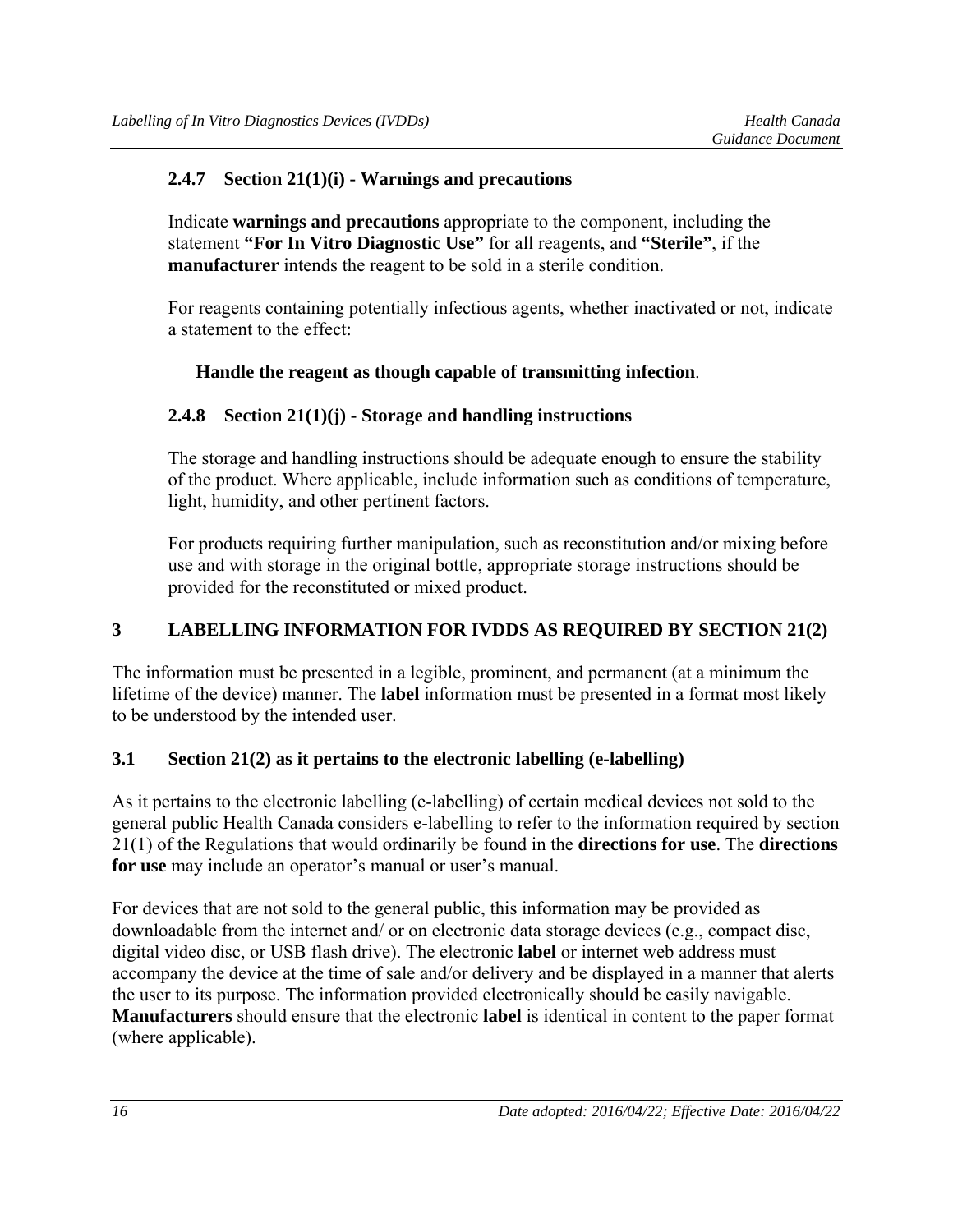#### 2.4.7 Section 21(1)(i) - Warnings and precautions

Indicate **warnings and precautions** appropriate to the component, including the statement **"For In Vitro Diagnostic Use"** for all reagents, and **"Sterile"**, if the **manufacturer** intends the reagent to be sold in a sterile condition.

For reagents containing potentially infectious agents, whether inactivated or not, indicate a statement to the effect:

**Handle the reagent as though capable of transmitting infection**.

#### 2.4.8 Section 21(1)(j) - Storage and handling instructions

The storage and handling instructions should be adequate enough to ensure the stability of the product. Where applicable, include information such as conditions of temperature, light, humidity, and other pertinent factors.

For products requiring further manipulation, such as reconstitution and/or mixing before use and with storage in the original bottle, appropriate storage instructions should be provided for the reconstituted or mixed product.

## 3 LABELLING INFORMATION FOR IVDDS AS REQUIRED BY SECTION 21(2)

The information must be presented in a legible, prominent, and permanent (at a minimum the lifetime of the device) manner. The **label** information must be presented in a format most likely to be understood by the intended user.

### 3.1 Section 21(2) as it pertains to the electronic labelling (e-labelling)

As it pertains to the electronic labelling (e-labelling) of certain medical devices not sold to the general public Health Canada considers e-labelling to refer to the information required by section 21(1) of the Regulations that would ordinarily be found in the **directions for use**. The **directions for use** may include an operator's manual or user's manual.

For devices that are not sold to the general public, this information may be provided as downloadable from the internet and/ or on electronic data storage devices (e.g., compact disc, digital video disc, or USB flash drive). The electronic **label** or internet web address must accompany the device at the time of sale and/or delivery and be displayed in a manner that alerts the user to its purpose. The information provided electronically should be easily navigable. **Manufacturers** should ensure that the electronic **label** is identical in content to the paper format (where applicable).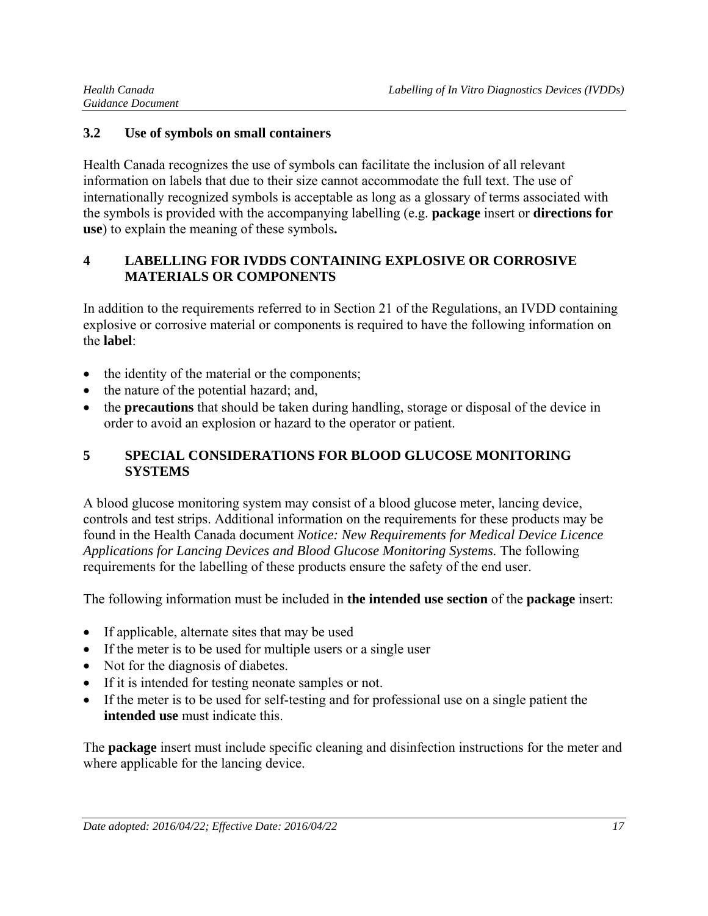### 3.2 Use of symbols on small containers

Health Canada recognizes the use of symbols can facilitate the inclusion of all relevant information on labels that due to their size cannot accommodate the full text. The use of internationally recognized symbols is acceptable as long as a glossary of terms associated with the symbols is provided with the accompanying labelling (e.g. **package** insert or **directions for use**) to explain the meaning of these symbols**.**

## 4 LABELLING FOR IVDDS CONTAINING EXPLOSIVE OR CORROSIVE MATERIALS OR COMPONENTS

In addition to the requirements referred to in Section 21 of the Regulations, an IVDD containing explosive or corrosive material or components is required to have the following information on the **label**:

- the identity of the material or the components;
- the nature of the potential hazard; and,
- the **precautions** that should be taken during handling, storage or disposal of the device in order to avoid an explosion or hazard to the operator or patient.

## 5 SPECIAL CONSIDERATIONS FOR BLOOD GLUCOSE MONITORING SYSTEMS

A blood glucose monitoring system may consist of a blood glucose meter, lancing device, controls and test strips. Additional information on the requirements for these products may be found in the Health Canada document *Notice: New Requirements for Medical Device Licence Applications for Lancing Devices and Blood Glucose Monitoring Systems.* The following requirements for the labelling of these products ensure the safety of the end user.

The following information must be included in **the intended use section** of the **package** insert:

- If applicable, alternate sites that may be used
- If the meter is to be used for multiple users or a single user
- Not for the diagnosis of diabetes.
- If it is intended for testing neonate samples or not.
- If the meter is to be used for self-testing and for professional use on a single patient the **intended use** must indicate this.

The **package** insert must include specific cleaning and disinfection instructions for the meter and where applicable for the lancing device.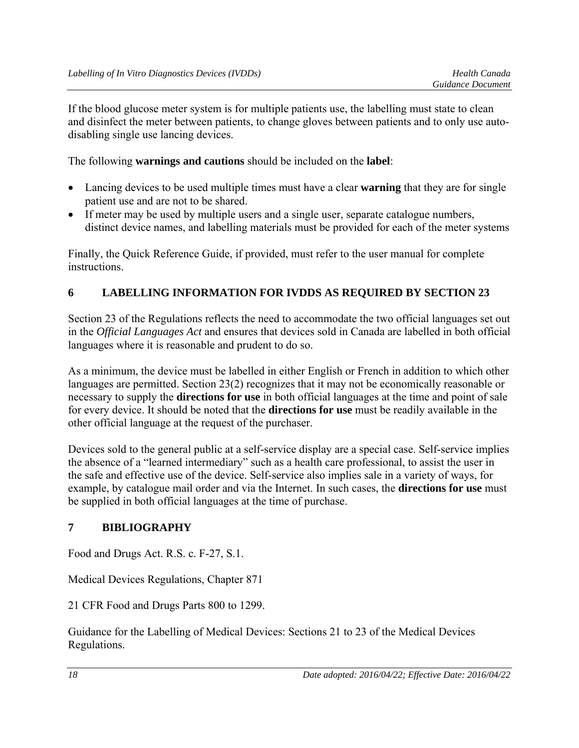If the blood glucose meter system is for multiple patients use, the labelling must state to clean and disinfect the meter between patients, to change gloves between patients and to only use auto-disabling single use lancing devices.

The following **warnings and cautions** should be included on the **label**:

- Lancing devices to be used multiple times must have a clear **warning** that they are for single patient use and are not to be shared.
- If meter may be used by multiple users and a single user, separate catalogue numbers, distinct device names, and labelling materials must be provided for each of the meter systems

Finally, the Quick Reference Guide, if provided, must refer to the user manual for complete instructions.

## 6 LABELLING INFORMATION FOR IVDDS AS REQUIRED BY SECTION 23

Section 23 of the Regulations reflects the need to accommodate the two official languages set out in the *Official Languages Act* and ensures that devices sold in Canada are labelled in both official languages where it is reasonable and prudent to do so.

As a minimum, the device must be labelled in either English or French in addition to which other languages are permitted. Section 23(2) recognizes that it may not be economically reasonable or necessary to supply the **directions for use** in both official languages at the time and point of sale for every device. It should be noted that the **directions for use** must be readily available in the other official language at the request of the purchaser.

Devices sold to the general public at a self-service display are a special case. Self-service implies the absence of a "learned intermediary" such as a health care professional, to assist the user in the safe and effective use of the device. Self-service also implies sale in a variety of ways, for example, by catalogue mail order and via the Internet. In such cases, the **directions for use** must be supplied in both official languages at the time of purchase.

## 7 BIBLIOGRAPHY

Food and Drugs Act. R.S. c. F-27, S.1.

Medical Devices Regulations, Chapter 871

21 CFR Food and Drugs Parts 800 to 1299.

Guidance for the Labelling of Medical Devices: Sections 21 to 23 of the Medical Devices Regulations.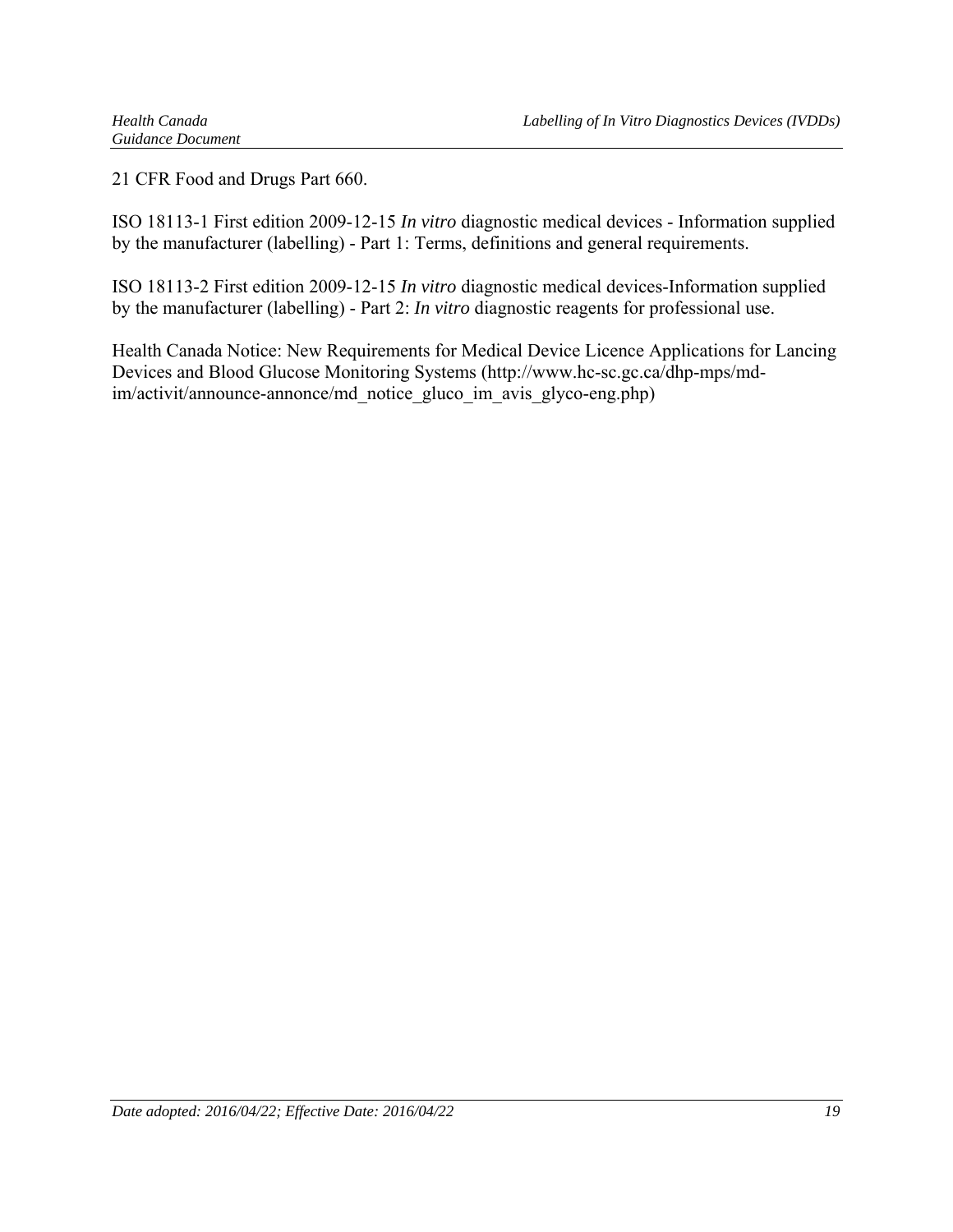21 CFR Food and Drugs Part 660.

ISO 18113-1 First edition 2009-12-15 *In vitro* diagnostic medical devices - Information supplied by the manufacturer (labelling) - Part 1: Terms, definitions and general requirements.

ISO 18113-2 First edition 2009-12-15 *In vitro* diagnostic medical devices-Information supplied by the manufacturer (labelling) - Part 2: *In vitro* diagnostic reagents for professional use.

Health Canada Notice: New Requirements for Medical Device Licence Applications for Lancing Devices and Blood Glucose Monitoring Systems (http://www.hc-sc.gc.ca/dhp-mps/md-im/activit/announce-annonce/md_notice_gluco_im_avis_glyco-eng.php)